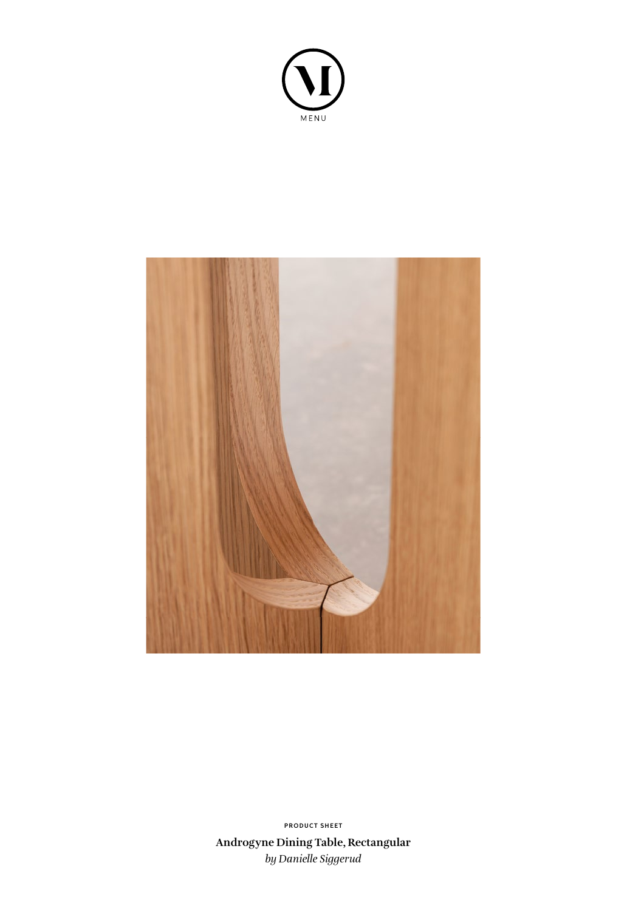MENU

PRODUCT SHEET

**Androgyne Dining Table, Rectangular**

*by Danielle Siggerud*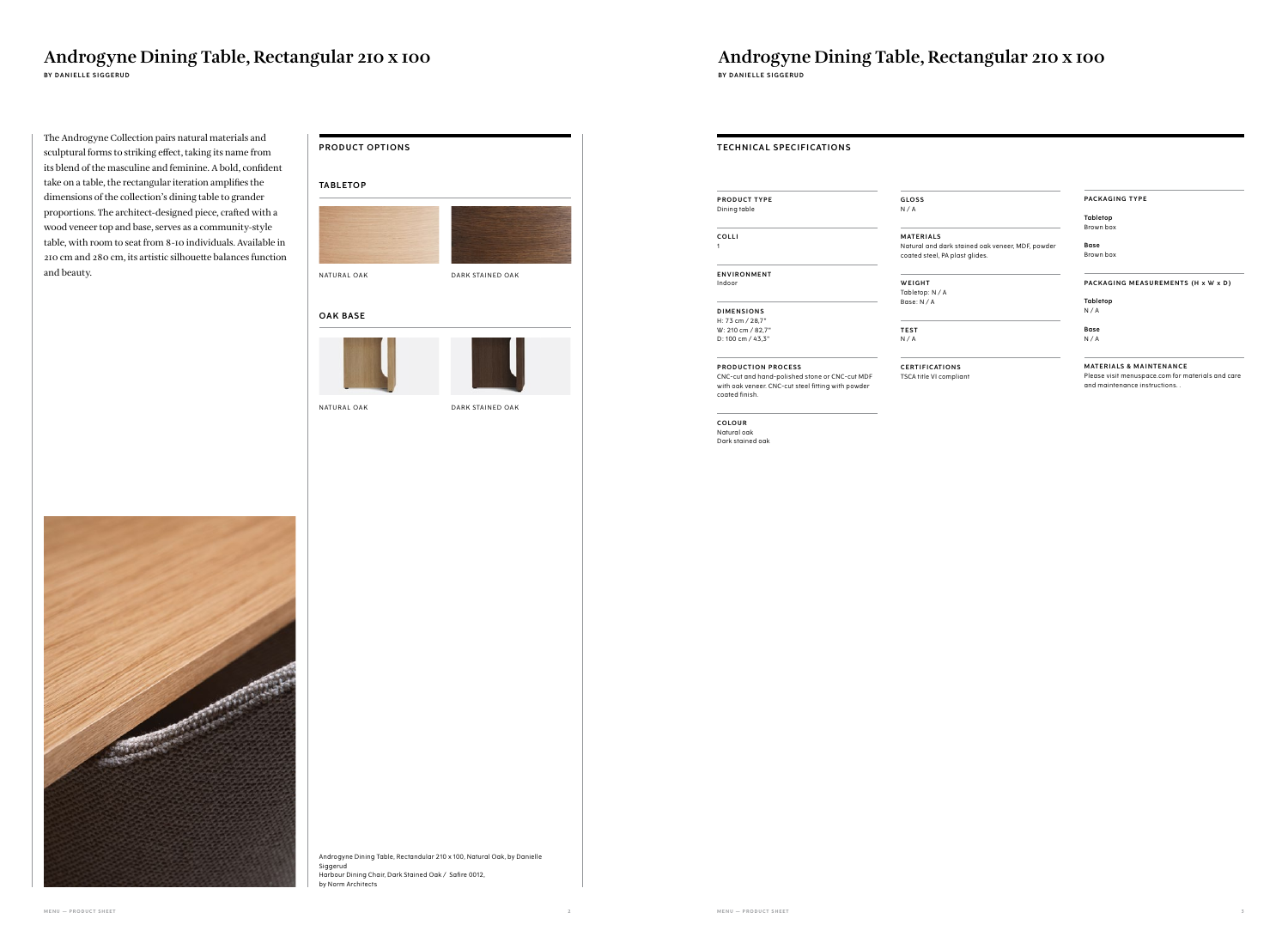# Androgyne Dining Table, Rectangular 210 x 100

**BY DANIELLE SIGGERUD**

The Androgyne Collection pairs natural materials and sculptural forms to striking effect, taking its name from its blend of the masculine and feminine. A bold, confident take on a table, the rectangular iteration amplifies the dimensions of the collection's dining table to grander proportions. The architect-designed piece, crafted with a wood veneer top and base, serves as a community-style table, with room to seat from 8-10 individuals. Available in 210 cm and 280 cm, its artistic silhouette balances function and beauty.

## PRODUCT OPTIONS

### TABLETOP

NATURAL OAK

DARK STAINED OAK

### OAK BASE

NATURAL OAK

DARK STAINED OAK

Androgyne Dining Table, Rectandular 210 x 100, Natural Oak, by Danielle Siggerud
Harbour Dining Chair, Dark Stained Oak / Safire 0012,
by Norm Architects

# Androgyne Dining Table, Rectangular 210 x 100

**BY DANIELLE SIGGERUD**

## TECHNICAL SPECIFICATIONS

**PRODUCT TYPE**
Dining table

**COLLI**
1

**ENVIRONMENT**
Indoor

**DIMENSIONS**
H: 73 cm / 28,7"
W: 210 cm / 82,7"
D: 100 cm / 43,3"

**PRODUCTION PROCESS**
CNC-cut and hand-polished stone or CNC-cut MDF with oak veneer. CNC-cut steel fitting with powder coated finish.

**COLOUR**
Natural oak
Dark stained oak

**GLOSS**
N / A

**MATERIALS**
Natural and dark stained oak veneer, MDF, powder coated steel, PA plast glides.

**WEIGHT**
Tabletop: N / A
Base: N / A

**TEST**
N / A

**CERTIFICATIONS**
TSCA title VI compliant

**PACKAGING TYPE**

**Tabletop**
Brown box

**Base**
Brown box

**PACKAGING MEASUREMENTS (H x W x D)**

**Tabletop**
N / A

**Base**
N / A

**MATERIALS & MAINTENANCE**
Please visit menuspace.com for materials and care and maintenance instructions. .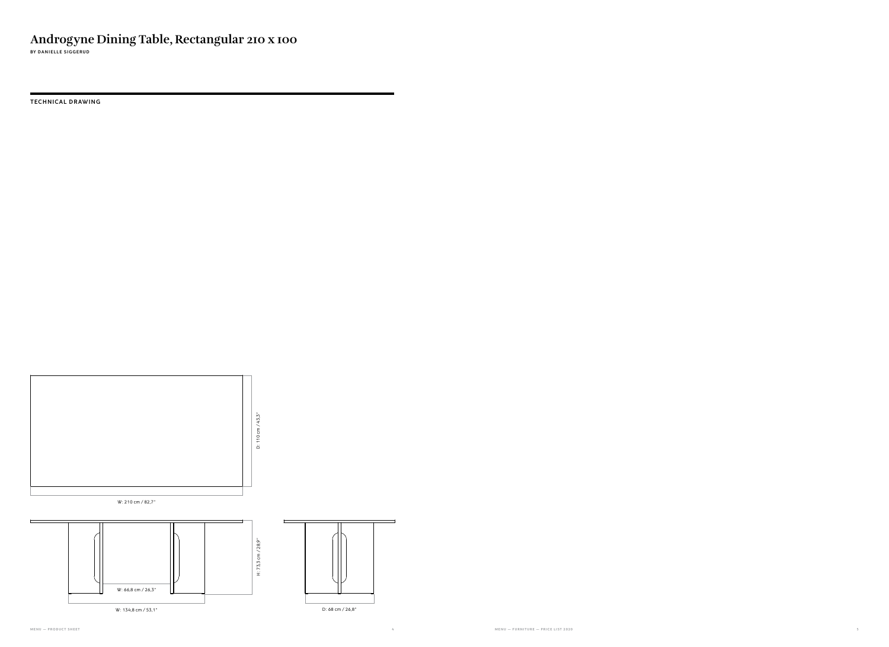# Androgyne Dining Table, Rectangular 210 x 100

BY DANIELLE SIGGERUD

TECHNICAL DRAWING

D: 110 cm / 43,3"

W: 210 cm / 82,7"

H: 73,3 cm / 28,9"

W: 66,8 cm / 26,3"

W: 134,8 cm / 53,1"

D: 68 cm / 26,8"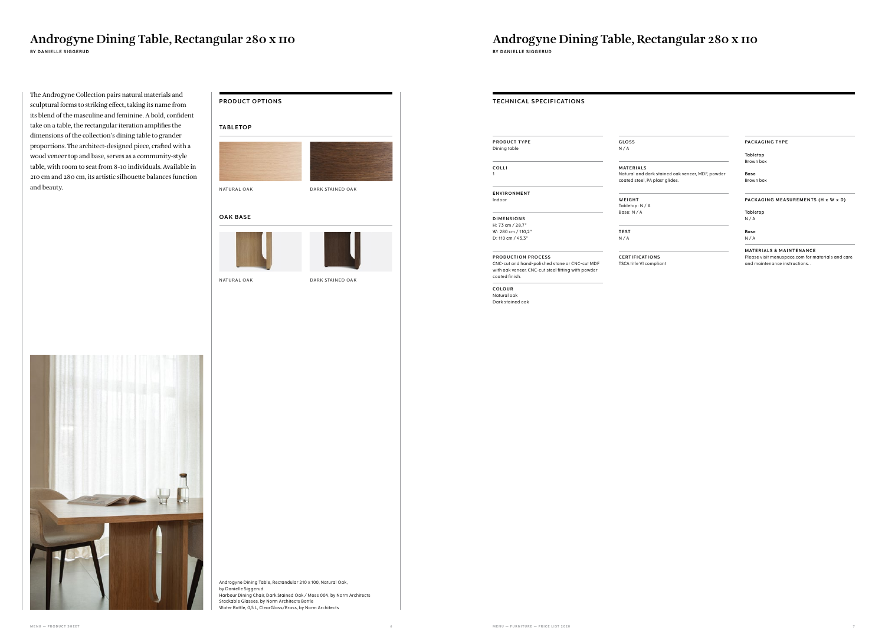# Androgyne Dining Table, Rectangular 280 x 110

**BY DANIELLE SIGGERUD**

The Androgyne Collection pairs natural materials and sculptural forms to striking effect, taking its name from its blend of the masculine and feminine. A bold, confident take on a table, the rectangular iteration amplifies the dimensions of the collection's dining table to grander proportions. The architect-designed piece, crafted with a wood veneer top and base, serves as a community-style table, with room to seat from 8-10 individuals. Available in 210 cm and 280 cm, its artistic silhouette balances function and beauty.

## PRODUCT OPTIONS

### TABLETOP

NATURAL OAK

DARK STAINED OAK

### OAK BASE

NATURAL OAK

DARK STAINED OAK

Androgyne Dining Table, Rectandular 210 x 100, Natural Oak, by Danielle Siggerud
Harbour Dining Chair, Dark Stained Oak / Moss 004, by Norm Architects
Stackable Glasses, by Norm Architects Bottle
Water Bottle, 0,5 L, ClearGlass/Brass, by Norm Architects

# Androgyne Dining Table, Rectangular 280 x 110

**BY DANIELLE SIGGERUD**

## TECHNICAL SPECIFICATIONS

**PRODUCT TYPE**
Dining table

**COLLI**
1

**ENVIRONMENT**
Indoor

**DIMENSIONS**
H: 73 cm / 28,7"
W: 280 cm / 110,2"
D: 110 cm / 43,3"

**PRODUCTION PROCESS**
CNC-cut and hand-polished stone or CNC-cut MDF with oak veneer. CNC-cut steel fitting with powder coated finish.

**COLOUR**
Natural oak
Dark stained oak

**GLOSS**
N / A

**MATERIALS**
Natural and dark stained oak veneer, MDF, powder coated steel, PA plast glides.

**WEIGHT**
Tabletop: N / A
Base: N / A

**TEST**
N / A

**CERTIFICATIONS**
TSCA title VI compliant

**PACKAGING TYPE**

**Tabletop**
Brown box

**Base**
Brown box

**PACKAGING MEASUREMENTS (H x W x D)**

**Tabletop**
N / A

**Base**
N / A

**MATERIALS & MAINTENANCE**
Please visit menuspace.com for materials and care and maintenance instructions. .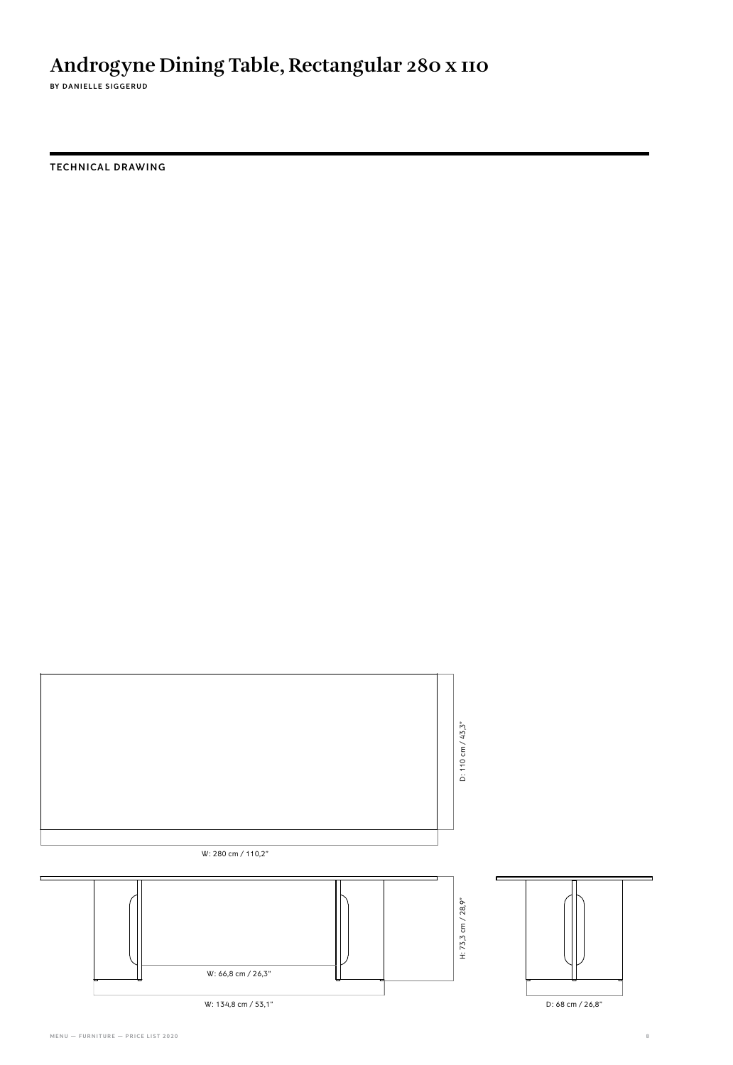# Androgyne Dining Table, Rectangular 280 x 110

**BY DANIELLE SIGGERUD**

## TECHNICAL DRAWING

D: 110 cm / 43,3"

W: 280 cm / 110,2"

H: 73,3 cm / 28,9"

W: 66,8 cm / 26,3"

W: 134,8 cm / 53,1"

D: 68 cm / 26,8"